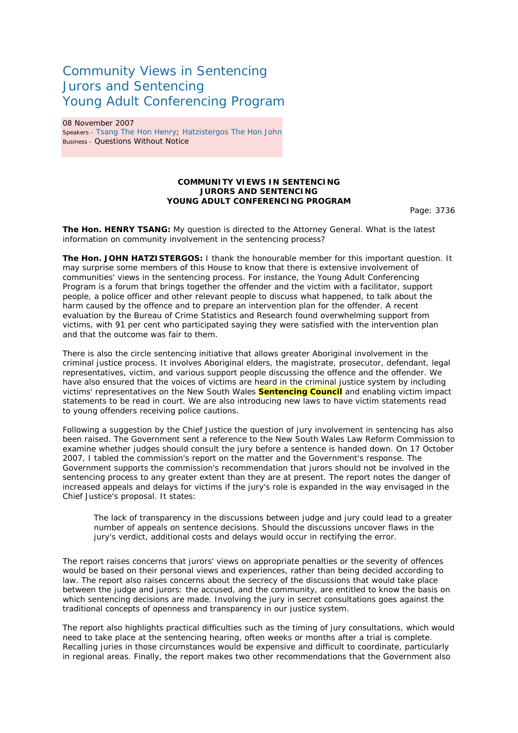# Community Views in Sentencing
# Jurors and Sentencing
# Young Adult Conferencing Program

08 November 2007
Speakers - Tsang The Hon Henry; Hatzistergos The Hon John
Business - Questions Without Notice

**COMMUNITY VIEWS IN SENTENCING**
**JURORS AND SENTENCING**
**YOUNG ADULT CONFERENCING PROGRAM**

Page: 3736

**The Hon. HENRY TSANG:** My question is directed to the Attorney General. What is the latest information on community involvement in the sentencing process?

**The Hon. JOHN HATZISTERGOS:** I thank the honourable member for this important question. It may surprise some members of this House to know that there is extensive involvement of communities' views in the sentencing process. For instance, the Young Adult Conferencing Program is a forum that brings together the offender and the victim with a facilitator, support people, a police officer and other relevant people to discuss what happened, to talk about the harm caused by the offence and to prepare an intervention plan for the offender. A recent evaluation by the Bureau of Crime Statistics and Research found overwhelming support from victims, with 91 per cent who participated saying they were satisfied with the intervention plan and that the outcome was fair to them.

There is also the circle sentencing initiative that allows greater Aboriginal involvement in the criminal justice process. It involves Aboriginal elders, the magistrate, prosecutor, defendant, legal representatives, victim, and various support people discussing the offence and the offender. We have also ensured that the voices of victims are heard in the criminal justice system by including victims' representatives on the New South Wales **Sentencing Council** and enabling victim impact statements to be read in court. We are also introducing new laws to have victim statements read to young offenders receiving police cautions.

Following a suggestion by the Chief Justice the question of jury involvement in sentencing has also been raised. The Government sent a reference to the New South Wales Law Reform Commission to examine whether judges should consult the jury before a sentence is handed down. On 17 October 2007, I tabled the commission's report on the matter and the Government's response. The Government supports the commission's recommendation that jurors should not be involved in the sentencing process to any greater extent than they are at present. The report notes the danger of increased appeals and delays for victims if the jury's role is expanded in the way envisaged in the Chief Justice's proposal. It states:

> The lack of transparency in the discussions between judge and jury could lead to a greater number of appeals on sentence decisions. Should the discussions uncover flaws in the jury's verdict, additional costs and delays would occur in rectifying the error.

The report raises concerns that jurors' views on appropriate penalties or the severity of offences would be based on their personal views and experiences, rather than being decided according to law. The report also raises concerns about the secrecy of the discussions that would take place between the judge and jurors: the accused, and the community, are entitled to know the basis on which sentencing decisions are made. Involving the jury in secret consultations goes against the traditional concepts of openness and transparency in our justice system.

The report also highlights practical difficulties such as the timing of jury consultations, which would need to take place at the sentencing hearing, often weeks or months after a trial is complete. Recalling juries in those circumstances would be expensive and difficult to coordinate, particularly in regional areas. Finally, the report makes two other recommendations that the Government also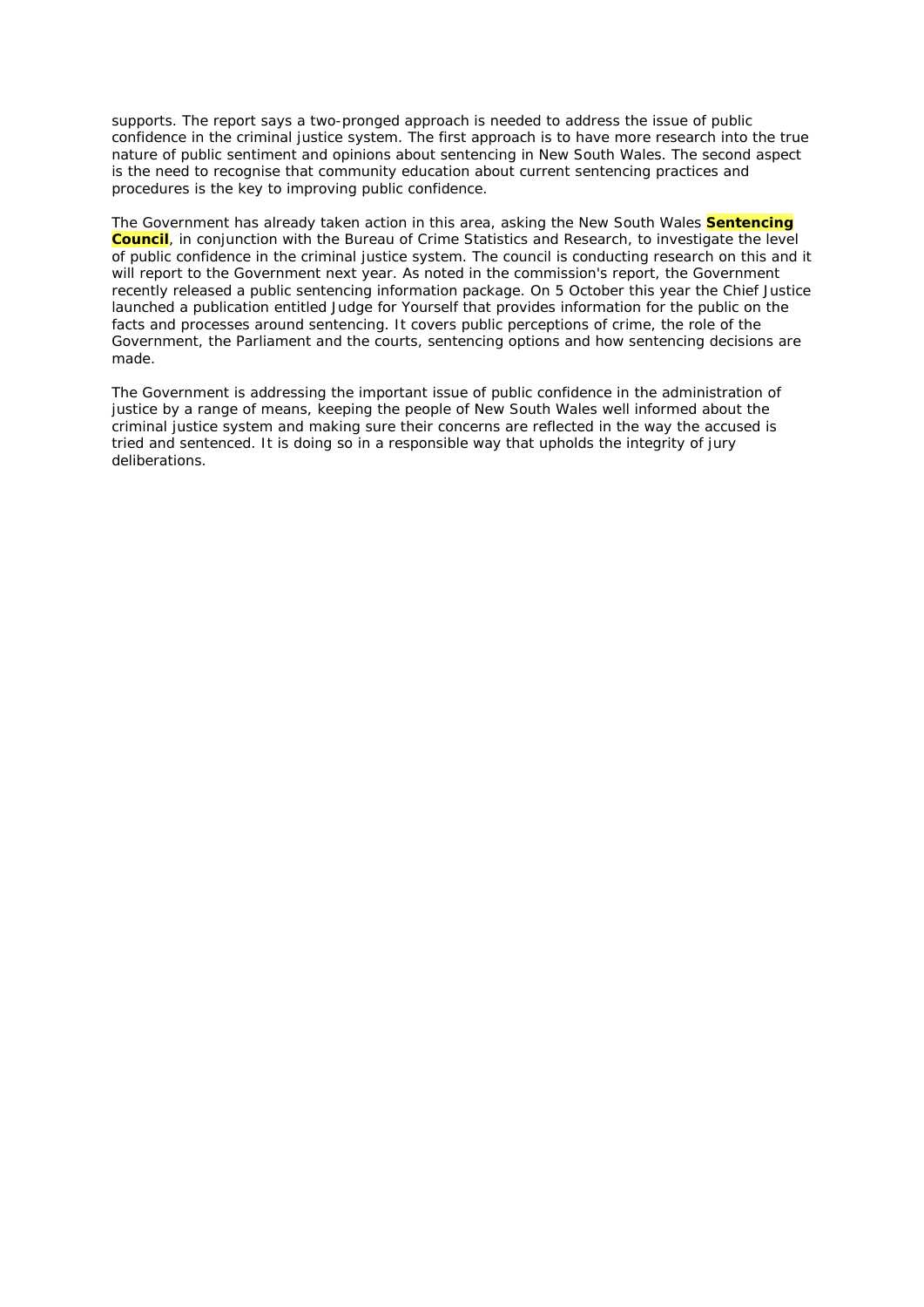supports. The report says a two-pronged approach is needed to address the issue of public confidence in the criminal justice system. The first approach is to have more research into the true nature of public sentiment and opinions about sentencing in New South Wales. The second aspect is the need to recognise that community education about current sentencing practices and procedures is the key to improving public confidence.

The Government has already taken action in this area, asking the New South Wales **Sentencing Council**, in conjunction with the Bureau of Crime Statistics and Research, to investigate the level of public confidence in the criminal justice system. The council is conducting research on this and it will report to the Government next year. As noted in the commission's report, the Government recently released a public sentencing information package. On 5 October this year the Chief Justice launched a publication entitled Judge for Yourself that provides information for the public on the facts and processes around sentencing. It covers public perceptions of crime, the role of the Government, the Parliament and the courts, sentencing options and how sentencing decisions are made.

The Government is addressing the important issue of public confidence in the administration of justice by a range of means, keeping the people of New South Wales well informed about the criminal justice system and making sure their concerns are reflected in the way the accused is tried and sentenced. It is doing so in a responsible way that upholds the integrity of jury deliberations.